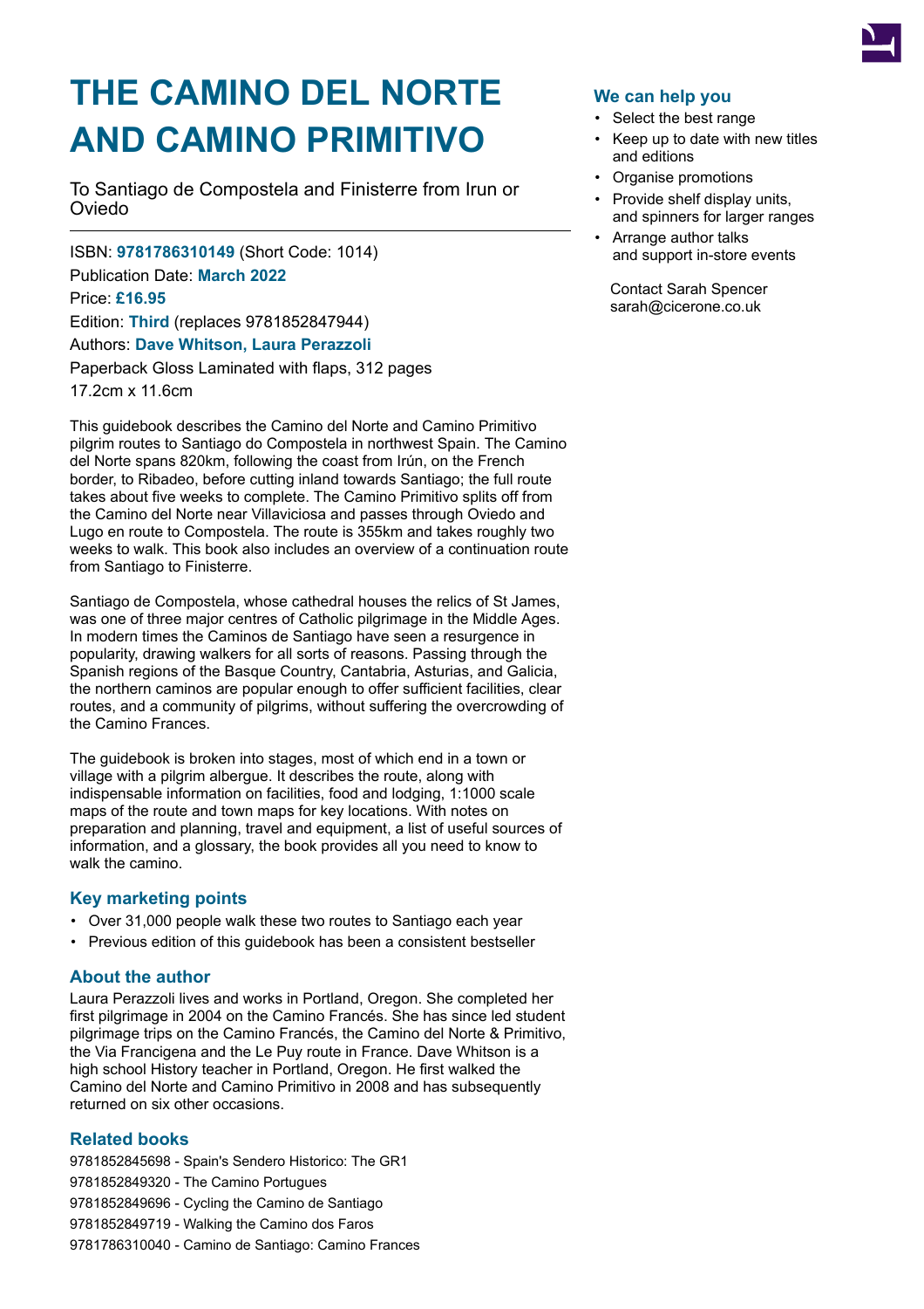# THE CAMINO DEL NORTE AND CAMINO PRIMITIVO

To Santiago de Compostela and Finisterre from Irun or Oviedo

ISBN: **9781786310149** (Short Code: 1014)

Publication Date: **March 2022**

Price: **£16.95**

Edition: **Third** (replaces 9781852847944)

Authors: **Dave Whitson, Laura Perazzoli**

Paperback Gloss Laminated with flaps, 312 pages

17.2cm x 11.6cm

This guidebook describes the Camino del Norte and Camino Primitivo pilgrim routes to Santiago do Compostela in northwest Spain. The Camino del Norte spans 820km, following the coast from Irún, on the French border, to Ribadeo, before cutting inland towards Santiago; the full route takes about five weeks to complete. The Camino Primitivo splits off from the Camino del Norte near Villaviciosa and passes through Oviedo and Lugo en route to Compostela. The route is 355km and takes roughly two weeks to walk. This book also includes an overview of a continuation route from Santiago to Finisterre.

Santiago de Compostela, whose cathedral houses the relics of St James, was one of three major centres of Catholic pilgrimage in the Middle Ages. In modern times the Caminos de Santiago have seen a resurgence in popularity, drawing walkers for all sorts of reasons. Passing through the Spanish regions of the Basque Country, Cantabria, Asturias, and Galicia, the northern caminos are popular enough to offer sufficient facilities, clear routes, and a community of pilgrims, without suffering the overcrowding of the Camino Frances.

The guidebook is broken into stages, most of which end in a town or village with a pilgrim albergue. It describes the route, along with indispensable information on facilities, food and lodging, 1:1000 scale maps of the route and town maps for key locations. With notes on preparation and planning, travel and equipment, a list of useful sources of information, and a glossary, the book provides all you need to know to walk the camino.

## Key marketing points

- Over 31,000 people walk these two routes to Santiago each year
- Previous edition of this guidebook has been a consistent bestseller

## About the author

Laura Perazzoli lives and works in Portland, Oregon. She completed her first pilgrimage in 2004 on the Camino Francés. She has since led student pilgrimage trips on the Camino Francés, the Camino del Norte & Primitivo, the Via Francigena and the Le Puy route in France. Dave Whitson is a high school History teacher in Portland, Oregon. He first walked the Camino del Norte and Camino Primitivo in 2008 and has subsequently returned on six other occasions.

## Related books

9781852845698 - Spain's Sendero Historico: The GR1

9781852849320 - The Camino Portugues

9781852849696 - Cycling the Camino de Santiago

9781852849719 - Walking the Camino dos Faros

9781786310040 - Camino de Santiago: Camino Frances

## We can help you

- Select the best range
- Keep up to date with new titles and editions
- Organise promotions
- Provide shelf display units, and spinners for larger ranges
- Arrange author talks and support in-store events

Contact Sarah Spencer
sarah@cicerone.co.uk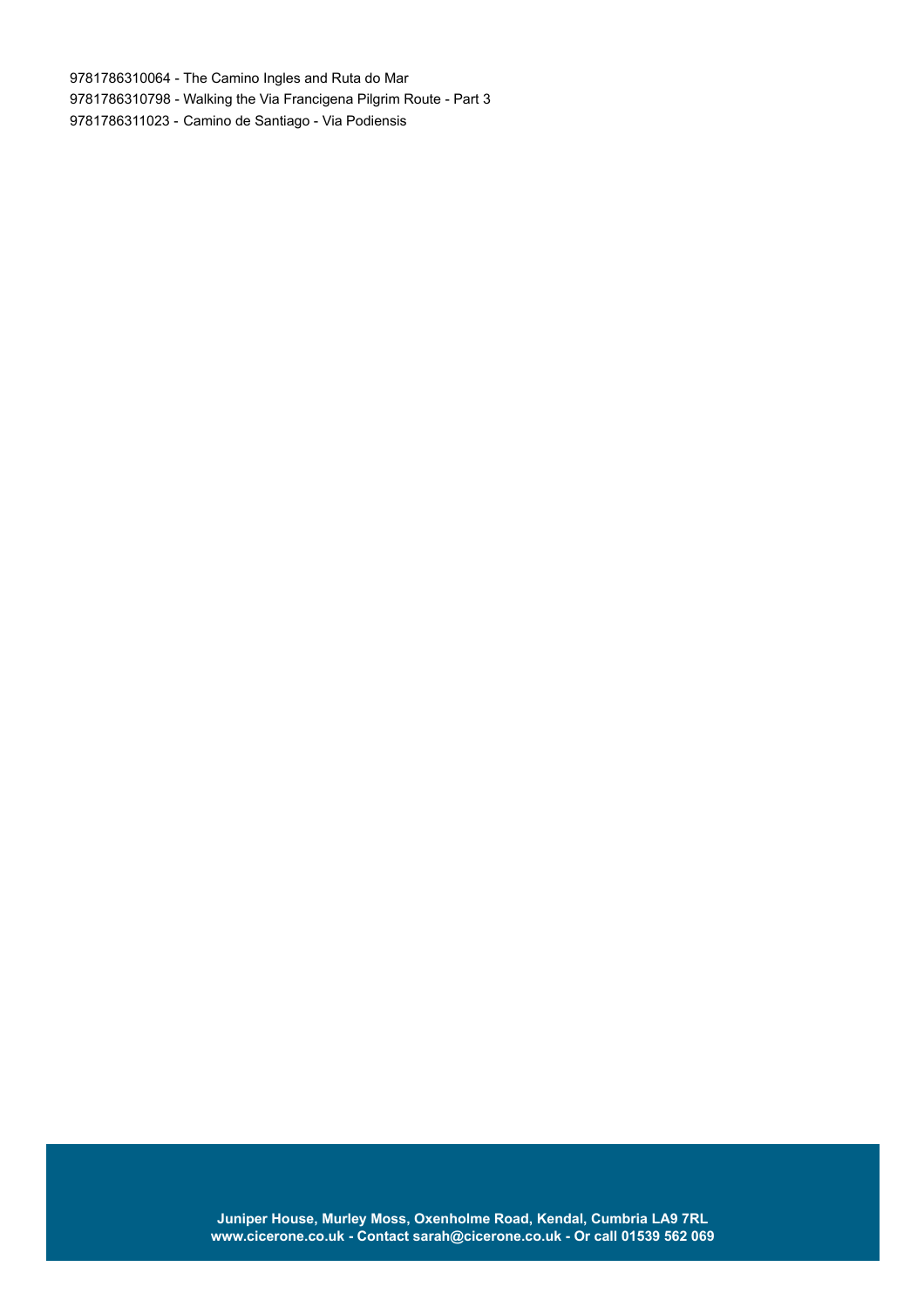9781786310064 - The Camino Ingles and Ruta do Mar
9781786310798 - Walking the Via Francigena Pilgrim Route - Part 3
9781786311023 - Camino de Santiago - Via Podiensis

**Juniper House, Murley Moss, Oxenholme Road, Kendal, Cumbria LA9 7RL**
**www.cicerone.co.uk - Contact sarah@cicerone.co.uk - Or call 01539 562 069**